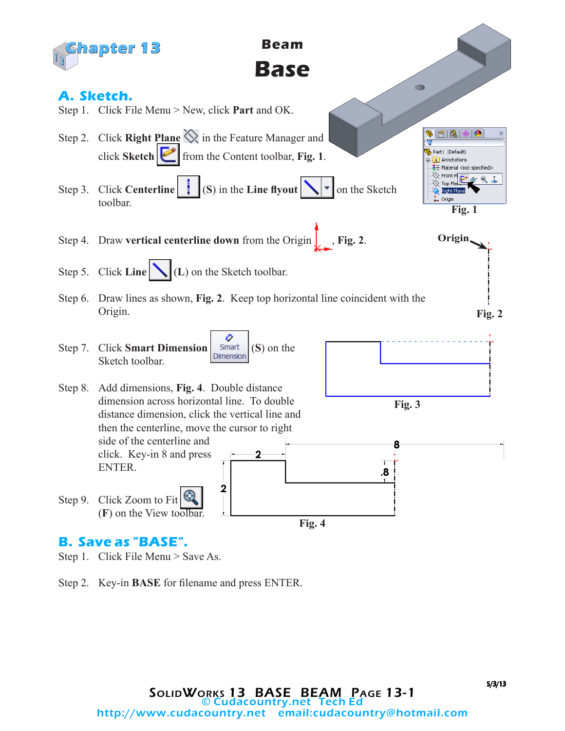# Chapter 13

## Beam
# Base

## A. Sketch.

Step 1. Click File Menu > New, click **Part** and OK.

Step 2. Click **Right Plane** in the Feature Manager and click **Sketch** from the Content toolbar, **Fig. 1**.

Fig. 1

Step 3. Click **Centerline** (**S**) in the **Line flyout** on the Sketch toolbar.

Step 4. Draw **vertical centerline down** from the Origin, **Fig. 2**.

Step 5. Click **Line** (**L**) on the Sketch toolbar.

Step 6. Draw lines as shown, **Fig. 2**. Keep top horizontal line coincident with the Origin.

Origin

Fig. 2

Step 7. Click **Smart Dimension** (**S**) on the Sketch toolbar.

Fig. 3

Step 8. Add dimensions, **Fig. 4**. Double distance dimension across horizontal line. To double distance dimension, click the vertical line and then the centerline, move the cursor to right side of the centerline and click. Key-in 8 and press ENTER.

Step 9. Click Zoom to Fit (**F**) on the View toolbar.

Fig. 4

## B. Save as "BASE".

Step 1. Click File Menu > Save As.

Step 2. Key-in **BASE** for filename and press ENTER.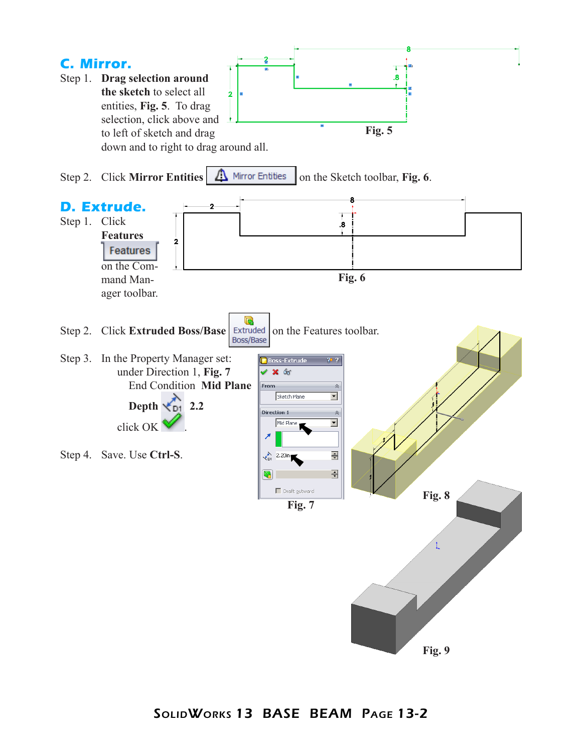## C. Mirror.

Step 1. **Drag selection around the sketch** to select all entities, **Fig. 5**. To drag selection, click above and to left of sketch and drag down and to right to drag around all.

Fig. 5

Step 2. Click **Mirror Entities** [Mirror Entities] on the Sketch toolbar, **Fig. 6**.

## D. Extrude.

Step 1. Click **Features** [Features] on the Command Manager toolbar.

Fig. 6

Step 2. Click **Extruded Boss/Base** [Extruded Boss/Base] on the Features toolbar.

Step 3. In the Property Manager set:
under Direction 1, **Fig. 7**
End Condition **Mid Plane**
**Depth** 2.2
click OK.

Step 4. Save. Use **Ctrl-S**.

Fig. 7

Fig. 8

Fig. 9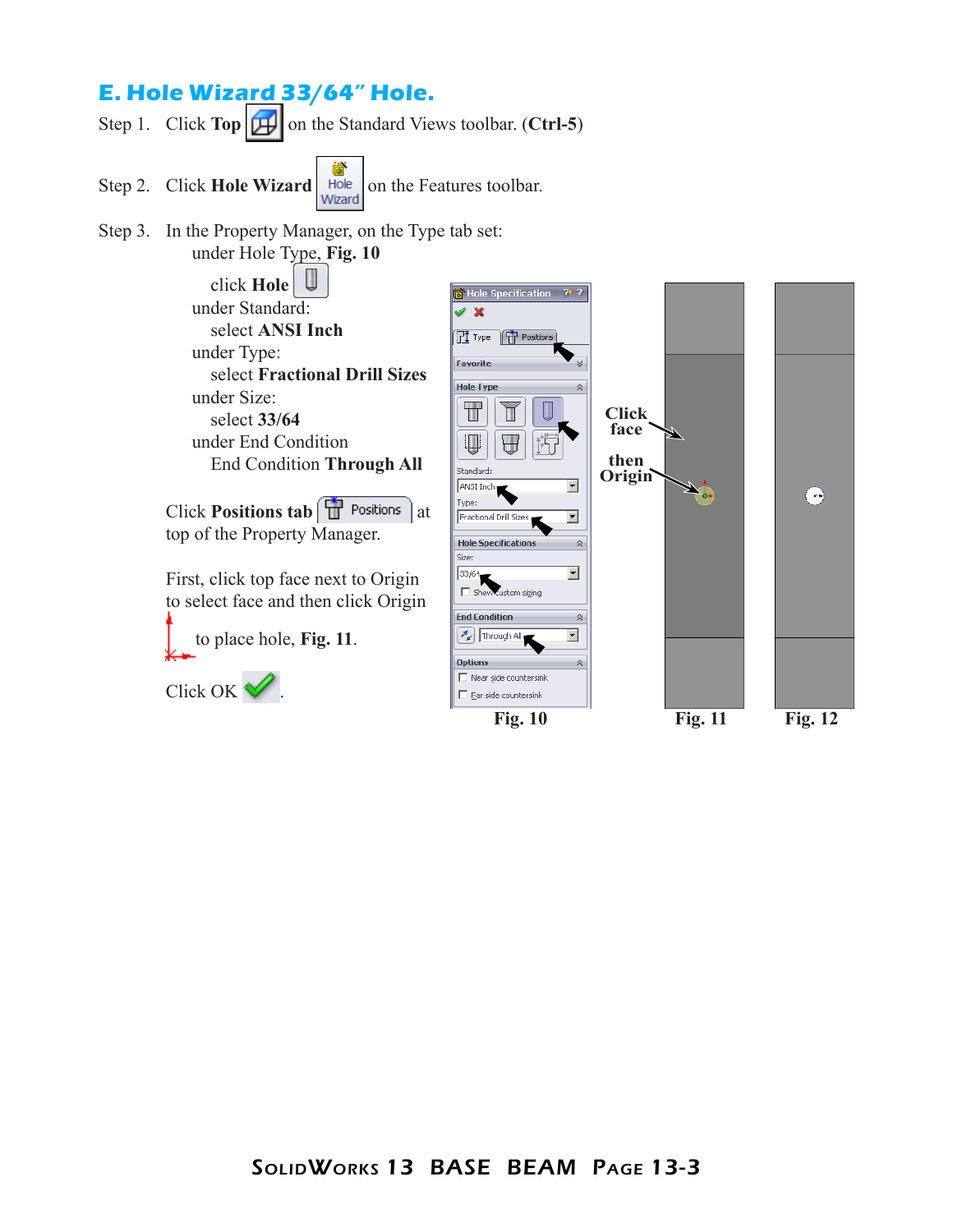## E. Hole Wizard 33/64" Hole.

Step 1. Click **Top** on the Standard Views toolbar. (**Ctrl-5**)

Step 2. Click **Hole Wizard** on the Features toolbar.

Step 3. In the Property Manager, on the Type tab set:

under Hole Type, **Fig. 10**

click **Hole**

under Standard:

select **ANSI Inch**

under Type:

select **Fractional Drill Sizes**

under Size:

select **33/64**

under End Condition

End Condition **Through All**

Click **Positions tab** Positions at top of the Property Manager.

First, click top face next to Origin to select face and then click Origin to place hole, **Fig. 11**.

Click OK.

Fig. 10 Fig. 11 Fig. 12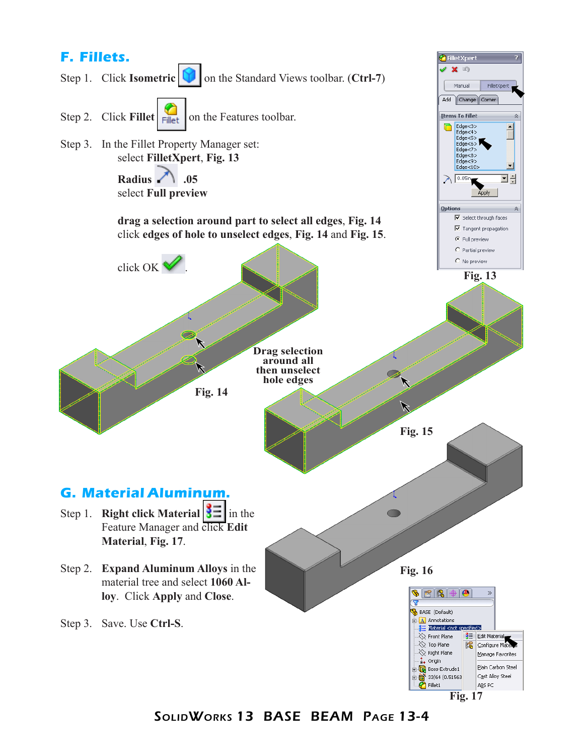## F. Fillets.

Step 1. Click **Isometric** on the Standard Views toolbar. (**Ctrl-7**)

Step 2. Click **Fillet** on the Features toolbar.

Step 3. In the Fillet Property Manager set:
select **FilletXpert**, **Fig. 13**

**Radius** **.05**
select **Full preview**

**drag a selection around part to select all edges, Fig. 14**
click **edges of hole to unselect edges**, **Fig. 14** and **Fig. 15**.

click OK .

Fig. 13

Fig. 14

Drag selection around all then unselect hole edges

Fig. 15

Fig. 16

## G. Material Aluminum.

Step 1. **Right click Material** in the Feature Manager and click **Edit Material**, **Fig. 17**.

Step 2. **Expand Aluminum Alloys** in the material tree and select **1060 Alloy**. Click **Apply** and **Close**.

Step 3. Save. Use **Ctrl-S**.

Fig. 17